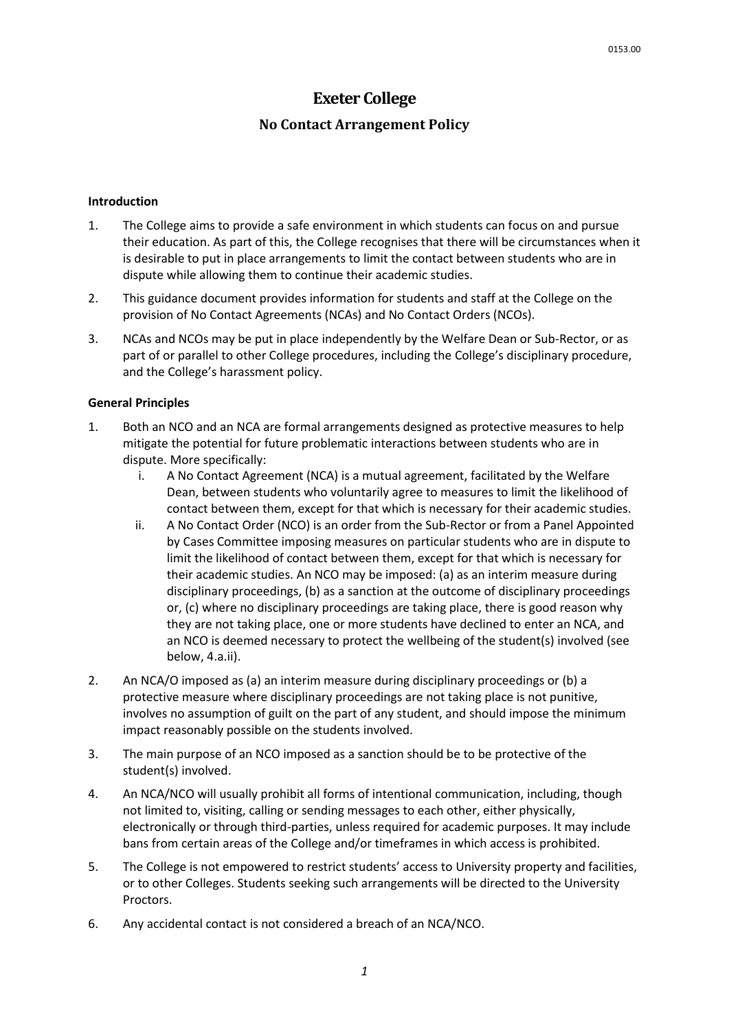# Exeter College

## No Contact Arrangement Policy

**Introduction**

1. The College aims to provide a safe environment in which students can focus on and pursue their education. As part of this, the College recognises that there will be circumstances when it is desirable to put in place arrangements to limit the contact between students who are in dispute while allowing them to continue their academic studies.
2. This guidance document provides information for students and staff at the College on the provision of No Contact Agreements (NCAs) and No Contact Orders (NCOs).
3. NCAs and NCOs may be put in place independently by the Welfare Dean or Sub-Rector, or as part of or parallel to other College procedures, including the College's disciplinary procedure, and the College's harassment policy.

**General Principles**

1. Both an NCO and an NCA are formal arrangements designed as protective measures to help mitigate the potential for future problematic interactions between students who are in dispute. More specifically:
   i. A No Contact Agreement (NCA) is a mutual agreement, facilitated by the Welfare Dean, between students who voluntarily agree to measures to limit the likelihood of contact between them, except for that which is necessary for their academic studies.
   ii. A No Contact Order (NCO) is an order from the Sub-Rector or from a Panel Appointed by Cases Committee imposing measures on particular students who are in dispute to limit the likelihood of contact between them, except for that which is necessary for their academic studies. An NCO may be imposed: (a) as an interim measure during disciplinary proceedings, (b) as a sanction at the outcome of disciplinary proceedings or, (c) where no disciplinary proceedings are taking place, there is good reason why they are not taking place, one or more students have declined to enter an NCA, and an NCO is deemed necessary to protect the wellbeing of the student(s) involved (see below, 4.a.ii).
2. An NCA/O imposed as (a) an interim measure during disciplinary proceedings or (b) a protective measure where disciplinary proceedings are not taking place is not punitive, involves no assumption of guilt on the part of any student, and should impose the minimum impact reasonably possible on the students involved.
3. The main purpose of an NCO imposed as a sanction should be to be protective of the student(s) involved.
4. An NCA/NCO will usually prohibit all forms of intentional communication, including, though not limited to, visiting, calling or sending messages to each other, either physically, electronically or through third-parties, unless required for academic purposes. It may include bans from certain areas of the College and/or timeframes in which access is prohibited.
5. The College is not empowered to restrict students' access to University property and facilities, or to other Colleges. Students seeking such arrangements will be directed to the University Proctors.
6. Any accidental contact is not considered a breach of an NCA/NCO.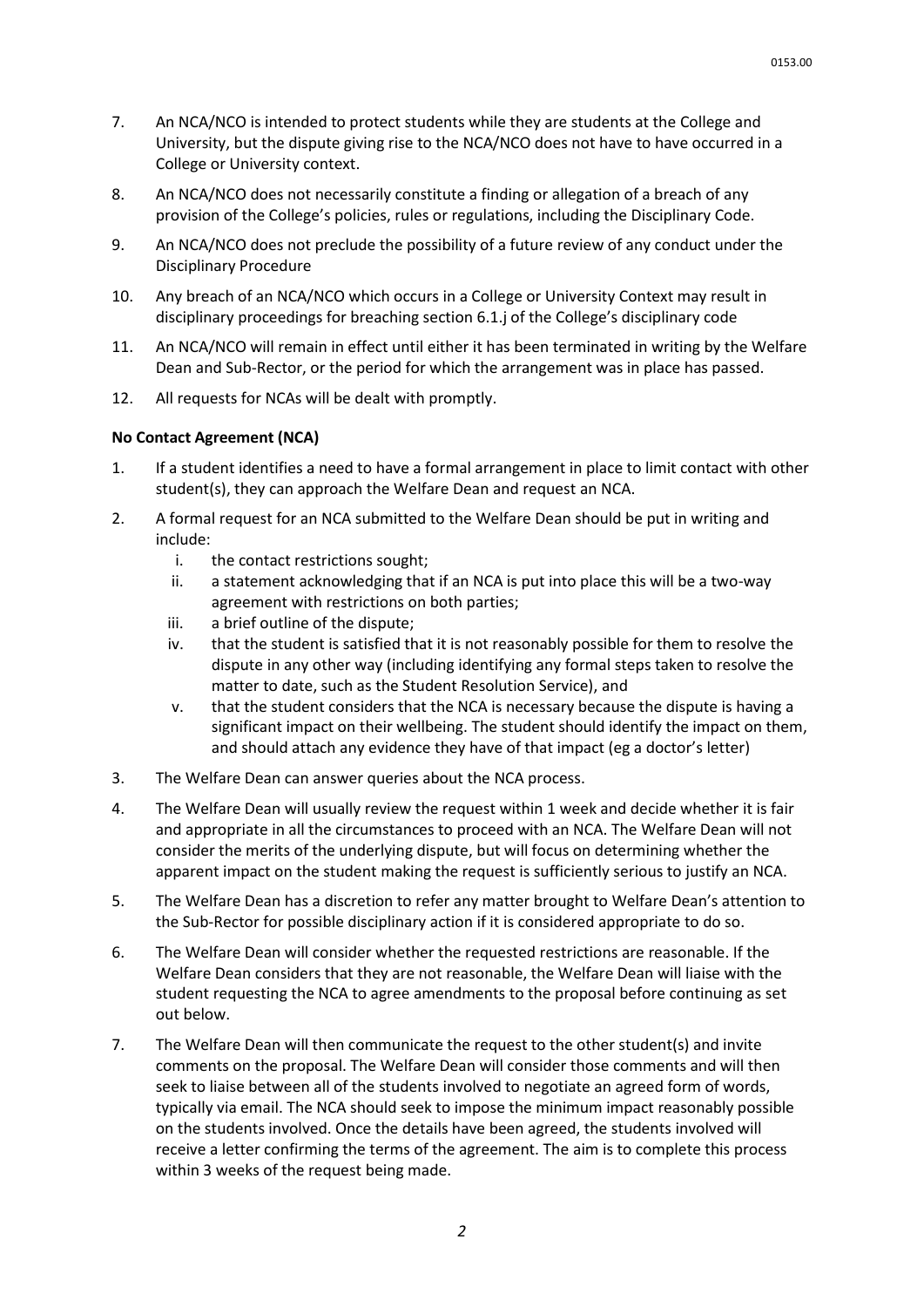7. An NCA/NCO is intended to protect students while they are students at the College and University, but the dispute giving rise to the NCA/NCO does not have to have occurred in a College or University context.
8. An NCA/NCO does not necessarily constitute a finding or allegation of a breach of any provision of the College's policies, rules or regulations, including the Disciplinary Code.
9. An NCA/NCO does not preclude the possibility of a future review of any conduct under the Disciplinary Procedure
10. Any breach of an NCA/NCO which occurs in a College or University Context may result in disciplinary proceedings for breaching section 6.1.j of the College's disciplinary code
11. An NCA/NCO will remain in effect until either it has been terminated in writing by the Welfare Dean and Sub-Rector, or the period for which the arrangement was in place has passed.
12. All requests for NCAs will be dealt with promptly.

**No Contact Agreement (NCA)**

1. If a student identifies a need to have a formal arrangement in place to limit contact with other student(s), they can approach the Welfare Dean and request an NCA.
2. A formal request for an NCA submitted to the Welfare Dean should be put in writing and include:
   i. the contact restrictions sought;
   ii. a statement acknowledging that if an NCA is put into place this will be a two-way agreement with restrictions on both parties;
   iii. a brief outline of the dispute;
   iv. that the student is satisfied that it is not reasonably possible for them to resolve the dispute in any other way (including identifying any formal steps taken to resolve the matter to date, such as the Student Resolution Service), and
   v. that the student considers that the NCA is necessary because the dispute is having a significant impact on their wellbeing. The student should identify the impact on them, and should attach any evidence they have of that impact (eg a doctor's letter)
3. The Welfare Dean can answer queries about the NCA process.
4. The Welfare Dean will usually review the request within 1 week and decide whether it is fair and appropriate in all the circumstances to proceed with an NCA. The Welfare Dean will not consider the merits of the underlying dispute, but will focus on determining whether the apparent impact on the student making the request is sufficiently serious to justify an NCA.
5. The Welfare Dean has a discretion to refer any matter brought to Welfare Dean's attention to the Sub-Rector for possible disciplinary action if it is considered appropriate to do so.
6. The Welfare Dean will consider whether the requested restrictions are reasonable. If the Welfare Dean considers that they are not reasonable, the Welfare Dean will liaise with the student requesting the NCA to agree amendments to the proposal before continuing as set out below.
7. The Welfare Dean will then communicate the request to the other student(s) and invite comments on the proposal. The Welfare Dean will consider those comments and will then seek to liaise between all of the students involved to negotiate an agreed form of words, typically via email. The NCA should seek to impose the minimum impact reasonably possible on the students involved. Once the details have been agreed, the students involved will receive a letter confirming the terms of the agreement. The aim is to complete this process within 3 weeks of the request being made.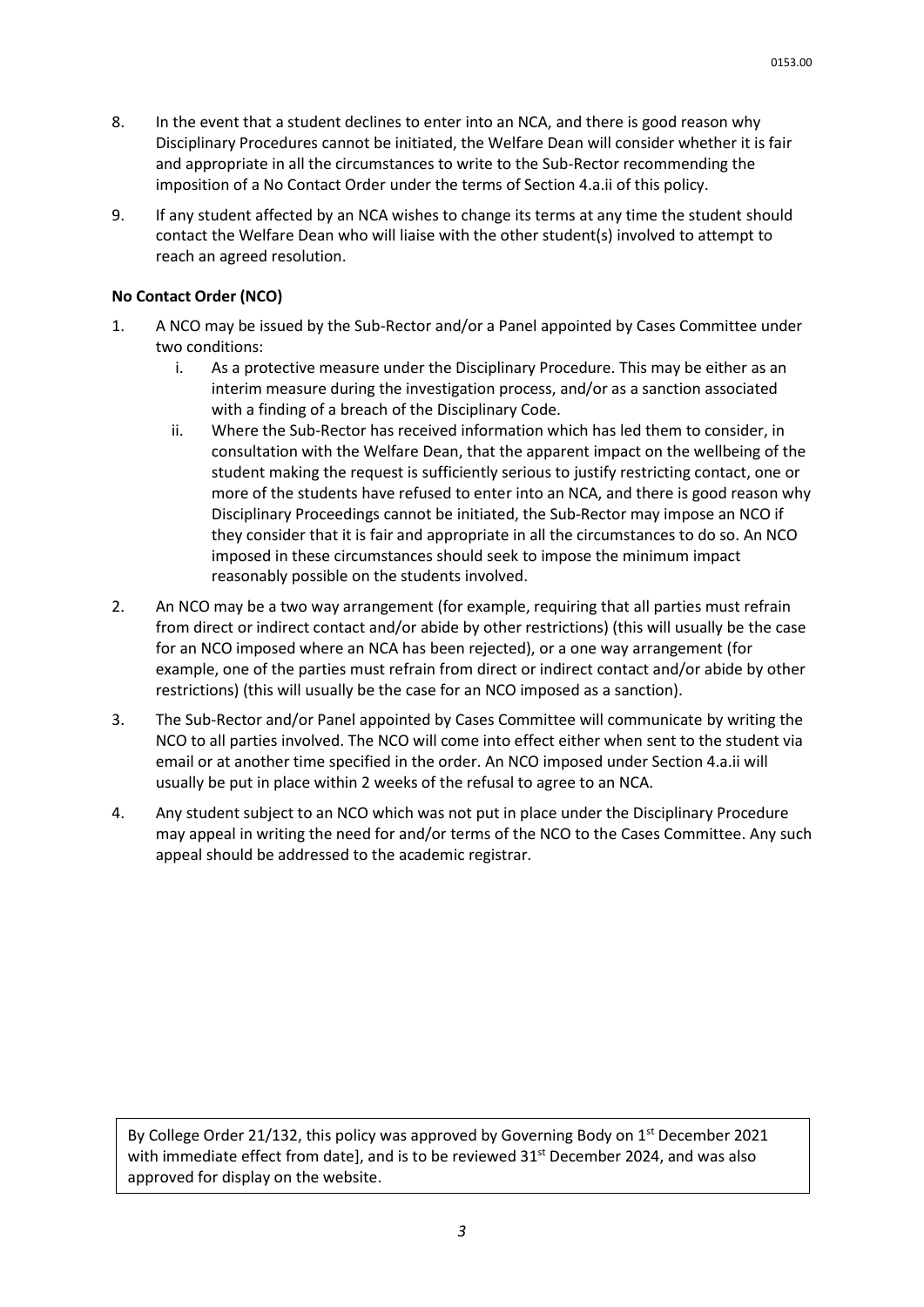8. In the event that a student declines to enter into an NCA, and there is good reason why Disciplinary Procedures cannot be initiated, the Welfare Dean will consider whether it is fair and appropriate in all the circumstances to write to the Sub-Rector recommending the imposition of a No Contact Order under the terms of Section 4.a.ii of this policy.
9. If any student affected by an NCA wishes to change its terms at any time the student should contact the Welfare Dean who will liaise with the other student(s) involved to attempt to reach an agreed resolution.

**No Contact Order (NCO)**

1. A NCO may be issued by the Sub-Rector and/or a Panel appointed by Cases Committee under two conditions:
   i. As a protective measure under the Disciplinary Procedure. This may be either as an interim measure during the investigation process, and/or as a sanction associated with a finding of a breach of the Disciplinary Code.
   ii. Where the Sub-Rector has received information which has led them to consider, in consultation with the Welfare Dean, that the apparent impact on the wellbeing of the student making the request is sufficiently serious to justify restricting contact, one or more of the students have refused to enter into an NCA, and there is good reason why Disciplinary Proceedings cannot be initiated, the Sub-Rector may impose an NCO if they consider that it is fair and appropriate in all the circumstances to do so. An NCO imposed in these circumstances should seek to impose the minimum impact reasonably possible on the students involved.
2. An NCO may be a two way arrangement (for example, requiring that all parties must refrain from direct or indirect contact and/or abide by other restrictions) (this will usually be the case for an NCO imposed where an NCA has been rejected), or a one way arrangement (for example, one of the parties must refrain from direct or indirect contact and/or abide by other restrictions) (this will usually be the case for an NCO imposed as a sanction).
3. The Sub-Rector and/or Panel appointed by Cases Committee will communicate by writing the NCO to all parties involved. The NCO will come into effect either when sent to the student via email or at another time specified in the order. An NCO imposed under Section 4.a.ii will usually be put in place within 2 weeks of the refusal to agree to an NCA.
4. Any student subject to an NCO which was not put in place under the Disciplinary Procedure may appeal in writing the need for and/or terms of the NCO to the Cases Committee. Any such appeal should be addressed to the academic registrar.

By College Order 21/132, this policy was approved by Governing Body on 1st December 2021 with immediate effect from date], and is to be reviewed 31st December 2024, and was also approved for display on the website.